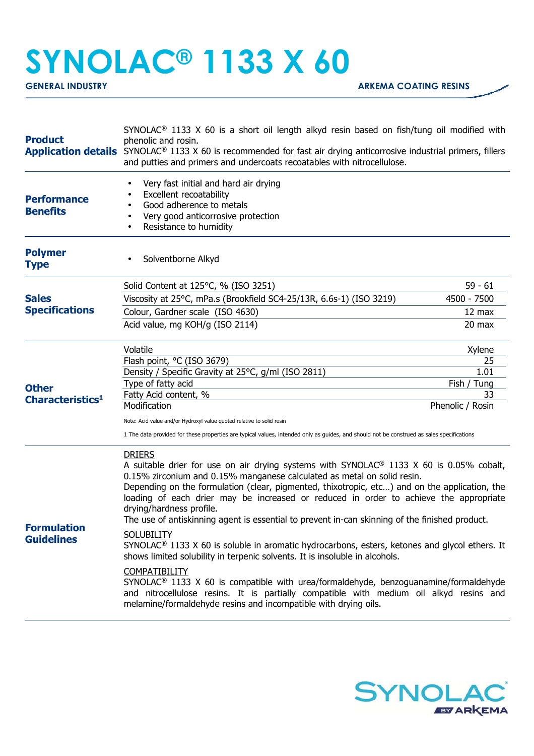# SYNOLAC® 1133 X 60

**GENERAL INDUSTRY** | **ARKEMA COATING RESINS**

## Product Application details

SYNOLAC® 1133 X 60 is a short oil length alkyd resin based on fish/tung oil modified with phenolic and rosin.
SYNOLAC® 1133 X 60 is recommended for fast air drying anticorrosive industrial primers, fillers and putties and primers and undercoats recoatables with nitrocellulose.

## Performance Benefits

- Very fast initial and hard air drying
- Excellent recoatability
- Good adherence to metals
- Very good anticorrosive protection
- Resistance to humidity

## Polymer Type

- Solventborne Alkyd

## Sales Specifications

| Property | Value |
|---|---|
| Solid Content at 125°C, % (ISO 3251) | 59 - 61 |
| Viscosity at 25°C, mPa.s (Brookfield SC4-25/13R, 6.6s-1) (ISO 3219) | 4500 - 7500 |
| Colour, Gardner scale (ISO 4630) | 12 max |
| Acid value, mg KOH/g (ISO 2114) | 20 max |

## Other Characteristics[1]

| Property | Value |
|---|---|
| Volatile | Xylene |
| Flash point, °C (ISO 3679) | 25 |
| Density / Specific Gravity at 25°C, g/ml (ISO 2811) | 1.01 |
| Type of fatty acid | Fish / Tung |
| Fatty Acid content, % | 33 |
| Modification | Phenolic / Rosin |

Note: Acid value and/or Hydroxyl value quoted relative to solid resin

1 The data provided for these properties are typical values, intended only as guides, and should not be construed as sales specifications

## Formulation Guidelines

DRIERS
A suitable drier for use on air drying systems with SYNOLAC® 1133 X 60 is 0.05% cobalt, 0.15% zirconium and 0.15% manganese calculated as metal on solid resin.
Depending on the formulation (clear, pigmented, thixotropic, etc…) and on the application, the loading of each drier may be increased or reduced in order to achieve the appropriate drying/hardness profile.
The use of antiskinning agent is essential to prevent in-can skinning of the finished product.

SOLUBILITY
SYNOLAC® 1133 X 60 is soluble in aromatic hydrocarbons, esters, ketones and glycol ethers. It shows limited solubility in terpenic solvents. It is insoluble in alcohols.

COMPATIBILITY
SYNOLAC® 1133 X 60 is compatible with urea/formaldehyde, benzoguanamine/formaldehyde and nitrocellulose resins. It is partially compatible with medium oil alkyd resins and melamine/formaldehyde resins and incompatible with drying oils.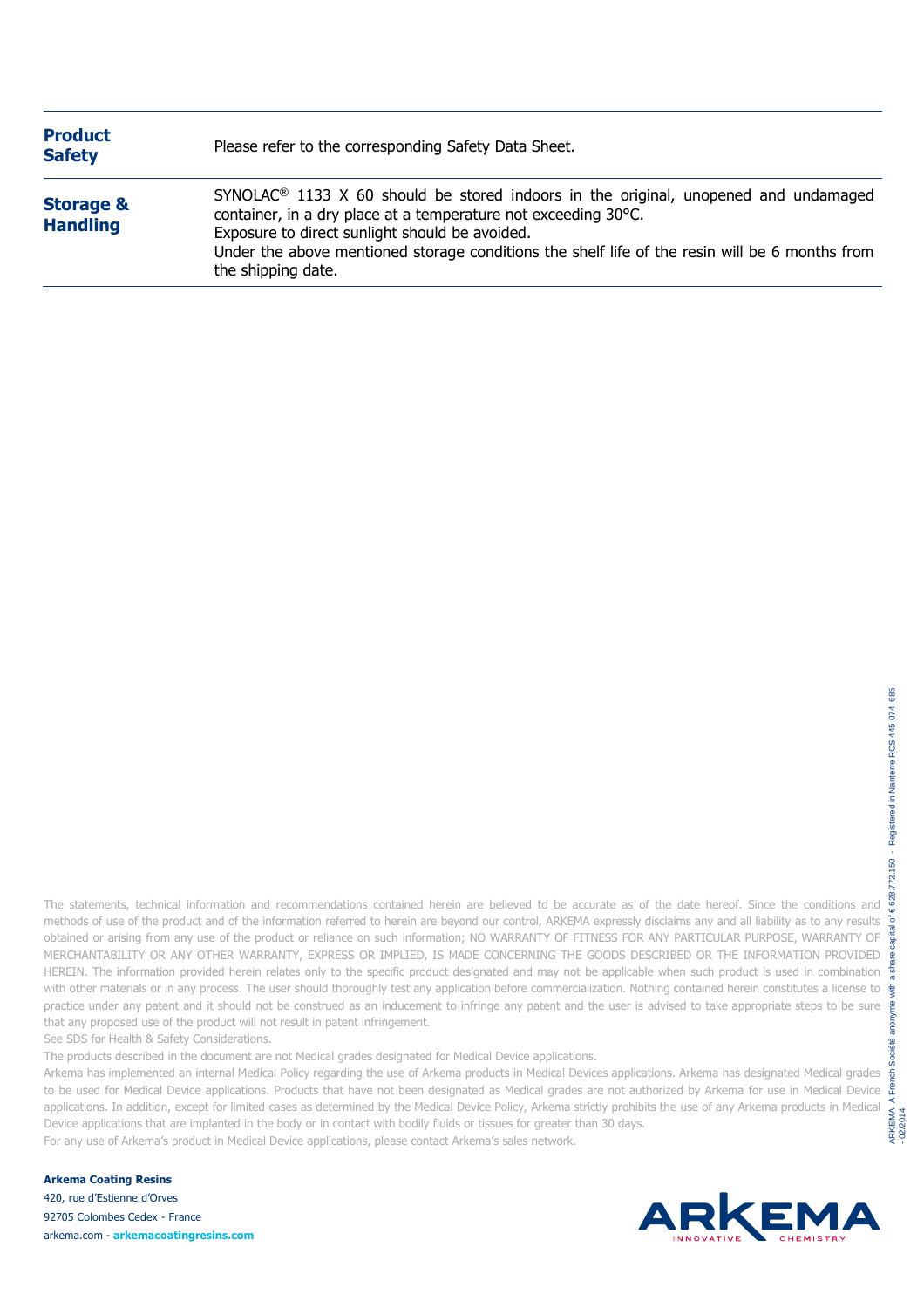| | |
|---|---|
| **Product Safety** | Please refer to the corresponding Safety Data Sheet. |
| **Storage & Handling** | SYNOLAC® 1133 X 60 should be stored indoors in the original, unopened and undamaged container, in a dry place at a temperature not exceeding 30°C. Exposure to direct sunlight should be avoided. Under the above mentioned storage conditions the shelf life of the resin will be 6 months from the shipping date. |

The statements, technical information and recommendations contained herein are believed to be accurate as of the date hereof. Since the conditions and methods of use of the product and of the information referred to herein are beyond our control, ARKEMA expressly disclaims any and all liability as to any results obtained or arising from any use of the product or reliance on such information; NO WARRANTY OF FITNESS FOR ANY PARTICULAR PURPOSE, WARRANTY OF MERCHANTABILITY OR ANY OTHER WARRANTY, EXPRESS OR IMPLIED, IS MADE CONCERNING THE GOODS DESCRIBED OR THE INFORMATION PROVIDED HEREIN. The information provided herein relates only to the specific product designated and may not be applicable when such product is used in combination with other materials or in any process. The user should thoroughly test any application before commercialization. Nothing contained herein constitutes a license to practice under any patent and it should not be construed as an inducement to infringe any patent and the user is advised to take appropriate steps to be sure that any proposed use of the product will not result in patent infringement.
See SDS for Health & Safety Considerations.

The products described in the document are not Medical grades designated for Medical Device applications.
Arkema has implemented an internal Medical Policy regarding the use of Arkema products in Medical Devices applications. Arkema has designated Medical grades to be used for Medical Device applications. Products that have not been designated as Medical grades are not authorized by Arkema for use in Medical Device applications. In addition, except for limited cases as determined by the Medical Device Policy, Arkema strictly prohibits the use of any Arkema products in Medical Device applications that are implanted in the body or in contact with bodily fluids or tissues for greater than 30 days.
For any use of Arkema's product in Medical Device applications, please contact Arkema's sales network.

**Arkema Coating Resins**
420, rue d'Estienne d'Orves
92705 Colombes Cedex - France
arkema.com - **arkemacoatingresins.com**

ARKEMA INNOVATIVE CHEMISTRY

ARKEMA A French Société anonyme with a share capital of € 628.772.150 - Registered in Nanterre RCS 445 074 685 - 02/2014